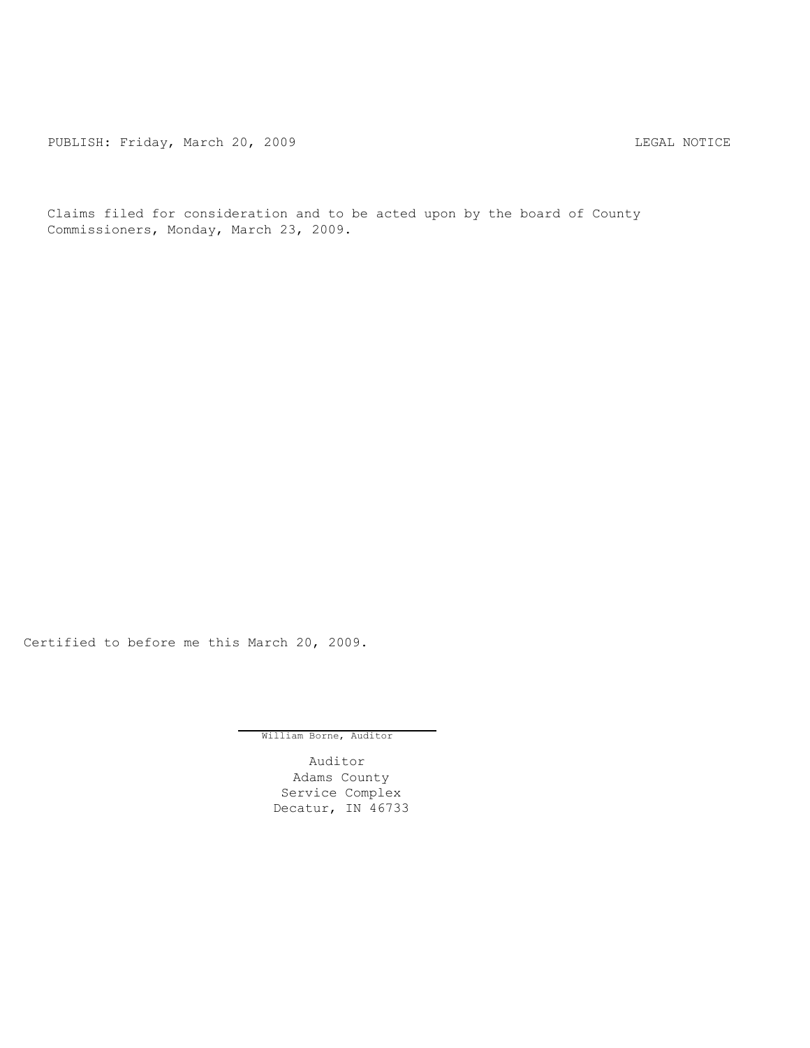PUBLISH: Friday, March 20, 2009 LEGAL NOTICE

Claims filed for consideration and to be acted upon by the board of County Commissioners, Monday, March 23, 2009.

Certified to before me this March 20, 2009.

William Borne, Auditor

Auditor
Adams County
Service Complex
Decatur, IN 46733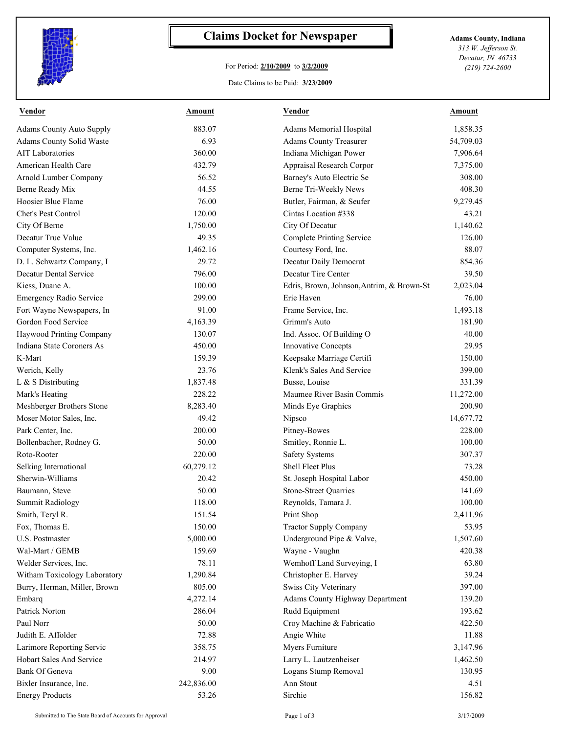# Claims Docket for Newspaper

For Period: **2/10/2009** to **3/2/2009**

Date Claims to be Paid: **3/23/2009**

**Adams County, Indiana**
*313 W. Jefferson St.*
*Decatur, IN 46733*
*(219) 724-2600*

| Vendor | Amount | Vendor | Amount |
|---|---|---|---|
| Adams County Auto Supply | 883.07 | Adams Memorial Hospital | 1,858.35 |
| Adams County Solid Waste | 6.93 | Adams County Treasurer | 54,709.03 |
| AIT Laboratories | 360.00 | Indiana Michigan Power | 7,906.64 |
| American Health Care | 432.79 | Appraisal Research Corpor | 7,375.00 |
| Arnold Lumber Company | 56.52 | Barney's Auto Electric Se | 308.00 |
| Berne Ready Mix | 44.55 | Berne Tri-Weekly News | 408.30 |
| Hoosier Blue Flame | 76.00 | Butler, Fairman, & Seufer | 9,279.45 |
| Chet's Pest Control | 120.00 | Cintas Location #338 | 43.21 |
| City Of Berne | 1,750.00 | City Of Decatur | 1,140.62 |
| Decatur True Value | 49.35 | Complete Printing Service | 126.00 |
| Computer Systems, Inc. | 1,462.16 | Courtesy Ford, Inc. | 88.07 |
| D. L. Schwartz Company, I | 29.72 | Decatur Daily Democrat | 854.36 |
| Decatur Dental Service | 796.00 | Decatur Tire Center | 39.50 |
| Kiess, Duane A. | 100.00 | Edris, Brown, Johnson,Antrim, & Brown-St | 2,023.04 |
| Emergency Radio Service | 299.00 | Erie Haven | 76.00 |
| Fort Wayne Newspapers, In | 91.00 | Frame Service, Inc. | 1,493.18 |
| Gordon Food Service | 4,163.39 | Grimm's Auto | 181.90 |
| Haywood Printing Company | 130.07 | Ind. Assoc. Of Building O | 40.00 |
| Indiana State Coroners As | 450.00 | Innovative Concepts | 29.95 |
| K-Mart | 159.39 | Keepsake Marriage Certifi | 150.00 |
| Werich, Kelly | 23.76 | Klenk's Sales And Service | 399.00 |
| L & S Distributing | 1,837.48 | Busse, Louise | 331.39 |
| Mark's Heating | 228.22 | Maumee River Basin Commis | 11,272.00 |
| Meshberger Brothers Stone | 8,283.40 | Minds Eye Graphics | 200.90 |
| Moser Motor Sales, Inc. | 49.42 | Nipsco | 14,677.72 |
| Park Center, Inc. | 200.00 | Pitney-Bowes | 228.00 |
| Bollenbacher, Rodney G. | 50.00 | Smitley, Ronnie L. | 100.00 |
| Roto-Rooter | 220.00 | Safety Systems | 307.37 |
| Selking International | 60,279.12 | Shell Fleet Plus | 73.28 |
| Sherwin-Williams | 20.42 | St. Joseph Hospital Labor | 450.00 |
| Baumann, Steve | 50.00 | Stone-Street Quarries | 141.69 |
| Summit Radiology | 118.00 | Reynolds, Tamara J. | 100.00 |
| Smith, Teryl R. | 151.54 | Print Shop | 2,411.96 |
| Fox, Thomas E. | 150.00 | Tractor Supply Company | 53.95 |
| U.S. Postmaster | 5,000.00 | Underground Pipe & Valve, | 1,507.60 |
| Wal-Mart / GEMB | 159.69 | Wayne - Vaughn | 420.38 |
| Welder Services, Inc. | 78.11 | Wemhoff Land Surveying, I | 63.80 |
| Witham Toxicology Laboratory | 1,290.84 | Christopher E. Harvey | 39.24 |
| Burry, Herman, Miller, Brown | 805.00 | Swiss City Veterinary | 397.00 |
| Embarq | 4,272.14 | Adams County Highway Department | 139.20 |
| Patrick Norton | 286.04 | Rudd Equipment | 193.62 |
| Paul Norr | 50.00 | Croy Machine & Fabricatio | 422.50 |
| Judith E. Affolder | 72.88 | Angie White | 11.88 |
| Larimore Reporting Servic | 358.75 | Myers Furniture | 3,147.96 |
| Hobart Sales And Service | 214.97 | Larry L. Lautzenheiser | 1,462.50 |
| Bank Of Geneva | 9.00 | Logans Stump Removal | 130.95 |
| Bixler Insurance, Inc. | 242,836.00 | Ann Stout | 4.51 |
| Energy Products | 53.26 | Sirchie | 156.82 |

Submitted to The State Board of Accounts for Approval

3/17/2009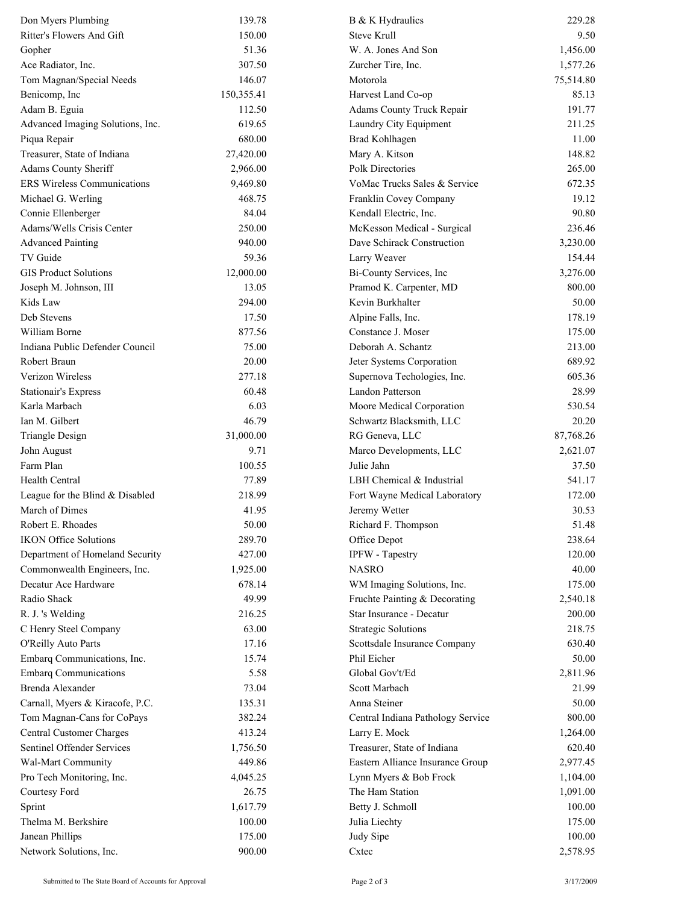| | | | |
|---|---|---|---|
| Don Myers Plumbing | 139.78 | B & K Hydraulics | 229.28 |
| Ritter's Flowers And Gift | 150.00 | Steve Krull | 9.50 |
| Gopher | 51.36 | W. A. Jones And Son | 1,456.00 |
| Ace Radiator, Inc. | 307.50 | Zurcher Tire, Inc. | 1,577.26 |
| Tom Magnan/Special Needs | 146.07 | Motorola | 75,514.80 |
| Benicomp, Inc | 150,355.41 | Harvest Land Co-op | 85.13 |
| Adam B. Eguia | 112.50 | Adams County Truck Repair | 191.77 |
| Advanced Imaging Solutions, Inc. | 619.65 | Laundry City Equipment | 211.25 |
| Piqua Repair | 680.00 | Brad Kohlhagen | 11.00 |
| Treasurer, State of Indiana | 27,420.00 | Mary A. Kitson | 148.82 |
| Adams County Sheriff | 2,966.00 | Polk Directories | 265.00 |
| ERS Wireless Communications | 9,469.80 | VoMac Trucks Sales & Service | 672.35 |
| Michael G. Werling | 468.75 | Franklin Covey Company | 19.12 |
| Connie Ellenberger | 84.04 | Kendall Electric, Inc. | 90.80 |
| Adams/Wells Crisis Center | 250.00 | McKesson Medical - Surgical | 236.46 |
| Advanced Painting | 940.00 | Dave Schirack Construction | 3,230.00 |
| TV Guide | 59.36 | Larry Weaver | 154.44 |
| GIS Product Solutions | 12,000.00 | Bi-County Services, Inc | 3,276.00 |
| Joseph M. Johnson, III | 13.05 | Pramod K. Carpenter, MD | 800.00 |
| Kids Law | 294.00 | Kevin Burkhalter | 50.00 |
| Deb Stevens | 17.50 | Alpine Falls, Inc. | 178.19 |
| William Borne | 877.56 | Constance J. Moser | 175.00 |
| Indiana Public Defender Council | 75.00 | Deborah A. Schantz | 213.00 |
| Robert Braun | 20.00 | Jeter Systems Corporation | 689.92 |
| Verizon Wireless | 277.18 | Supernova Techologies, Inc. | 605.36 |
| Stationair's Express | 60.48 | Landon Patterson | 28.99 |
| Karla Marbach | 6.03 | Moore Medical Corporation | 530.54 |
| Ian M. Gilbert | 46.79 | Schwartz Blacksmith, LLC | 20.20 |
| Triangle Design | 31,000.00 | RG Geneva, LLC | 87,768.26 |
| John August | 9.71 | Marco Developments, LLC | 2,621.07 |
| Farm Plan | 100.55 | Julie Jahn | 37.50 |
| Health Central | 77.89 | LBH Chemical & Industrial | 541.17 |
| League for the Blind & Disabled | 218.99 | Fort Wayne Medical Laboratory | 172.00 |
| March of Dimes | 41.95 | Jeremy Wetter | 30.53 |
| Robert E. Rhoades | 50.00 | Richard F. Thompson | 51.48 |
| IKON Office Solutions | 289.70 | Office Depot | 238.64 |
| Department of Homeland Security | 427.00 | IPFW - Tapestry | 120.00 |
| Commonwealth Engineers, Inc. | 1,925.00 | NASRO | 40.00 |
| Decatur Ace Hardware | 678.14 | WM Imaging Solutions, Inc. | 175.00 |
| Radio Shack | 49.99 | Fruchte Painting & Decorating | 2,540.18 |
| R. J. 's Welding | 216.25 | Star Insurance - Decatur | 200.00 |
| C Henry Steel Company | 63.00 | Strategic Solutions | 218.75 |
| O'Reilly Auto Parts | 17.16 | Scottsdale Insurance Company | 630.40 |
| Embarq Communications, Inc. | 15.74 | Phil Eicher | 50.00 |
| Embarq Communications | 5.58 | Global Gov't/Ed | 2,811.96 |
| Brenda Alexander | 73.04 | Scott Marbach | 21.99 |
| Carnall, Myers & Kiracofe, P.C. | 135.31 | Anna Steiner | 50.00 |
| Tom Magnan-Cans for CoPays | 382.24 | Central Indiana Pathology Service | 800.00 |
| Central Customer Charges | 413.24 | Larry E. Mock | 1,264.00 |
| Sentinel Offender Services | 1,756.50 | Treasurer, State of Indiana | 620.40 |
| Wal-Mart Community | 449.86 | Eastern Alliance Insurance Group | 2,977.45 |
| Pro Tech Monitoring, Inc. | 4,045.25 | Lynn Myers & Bob Frock | 1,104.00 |
| Courtesy Ford | 26.75 | The Ham Station | 1,091.00 |
| Sprint | 1,617.79 | Betty J. Schmoll | 100.00 |
| Thelma M. Berkshire | 100.00 | Julia Liechty | 175.00 |
| Janean Phillips | 175.00 | Judy Sipe | 100.00 |
| Network Solutions, Inc. | 900.00 | Cxtec | 2,578.95 |

Submitted to The State Board of Accounts for Approval 3/17/2009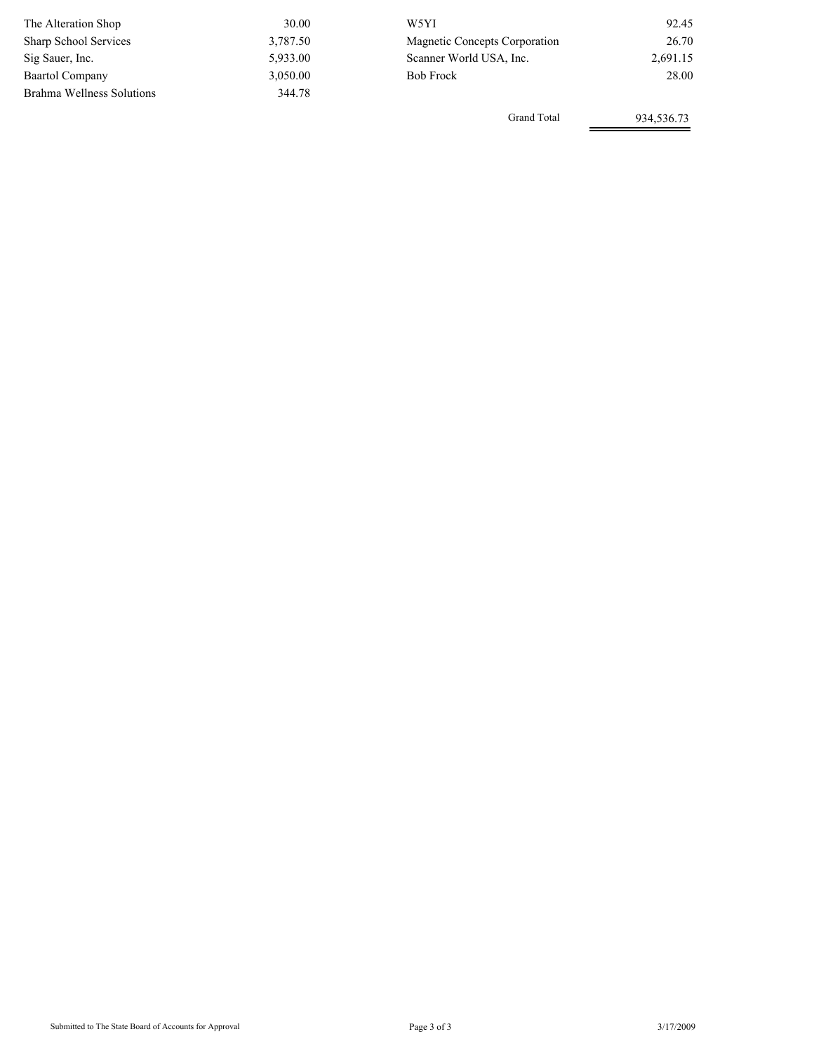| | | | |
|---|---|---|---|
| The Alteration Shop | 30.00 | W5YI | 92.45 |
| Sharp School Services | 3,787.50 | Magnetic Concepts Corporation | 26.70 |
| Sig Sauer, Inc. | 5,933.00 | Scanner World USA, Inc. | 2,691.15 |
| Baartol Company | 3,050.00 | Bob Frock | 28.00 |
| Brahma Wellness Solutions | 344.78 | | |
| | | Grand Total | 934,536.73 |

Submitted to The State Board of Accounts for Approval

3/17/2009